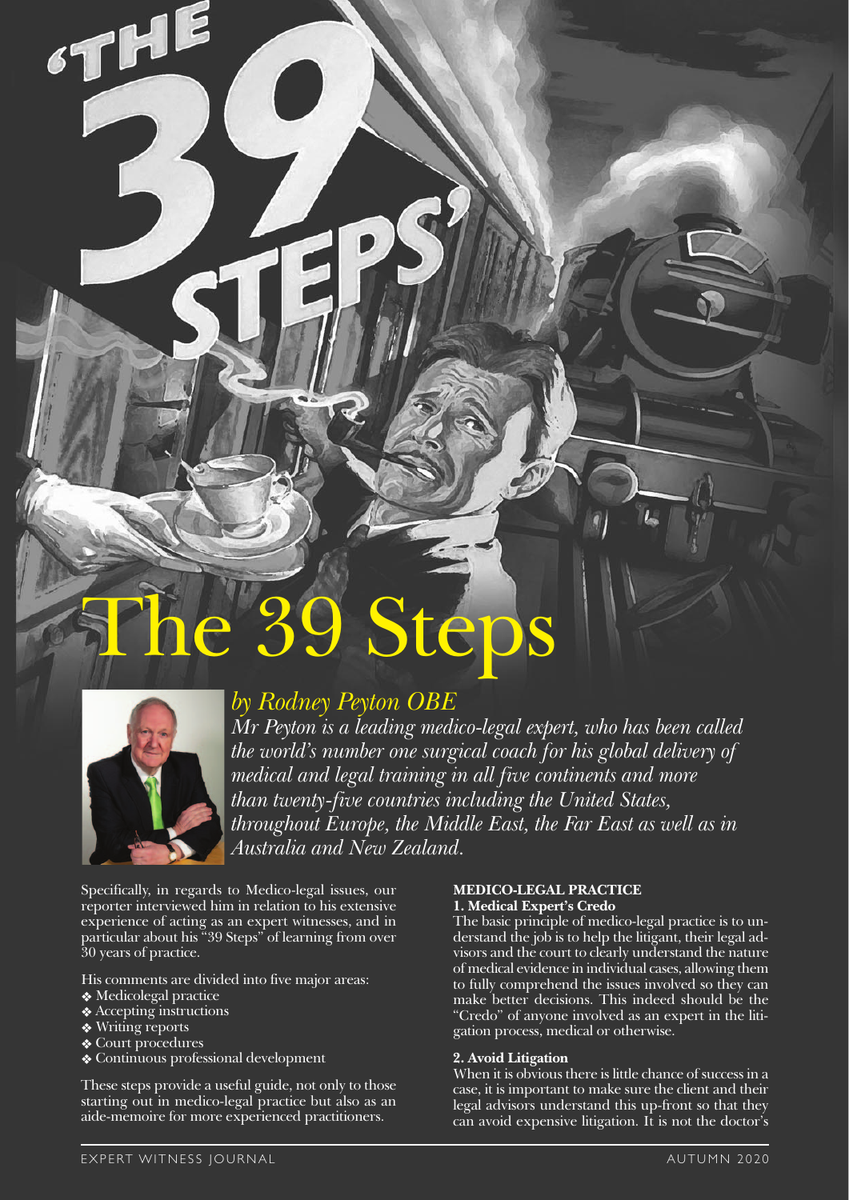# The 39 Steps

*by Rodney Peyton OBE*

*Mr Peyton is a leading medico-legal expert, who has been called the world's number one surgical coach for his global delivery of medical and legal training in all five continents and more than twenty-five countries including the United States, throughout Europe, the Middle East, the Far East as well as in Australia and New Zealand.*

Specifically, in regards to Medico-legal issues, our reporter interviewed him in relation to his extensive experience of acting as an expert witnesses, and in particular about his "39 Steps" of learning from over 30 years of practice.

His comments are divided into five major areas:

- Medicolegal practice
- Accepting instructions
- Writing reports
- Court procedures
- Continuous professional development

These steps provide a useful guide, not only to those starting out in medico-legal practice but also as an aide-memoire for more experienced practitioners.

## MEDICO-LEGAL PRACTICE

### 1. Medical Expert's Credo

The basic principle of medico-legal practice is to understand the job is to help the litigant, their legal advisors and the court to clearly understand the nature of medical evidence in individual cases, allowing them to fully comprehend the issues involved so they can make better decisions. This indeed should be the "Credo" of anyone involved as an expert in the litigation process, medical or otherwise.

### 2. Avoid Litigation

When it is obvious there is little chance of success in a case, it is important to make sure the client and their legal advisors understand this up-front so that they can avoid expensive litigation. It is not the doctor's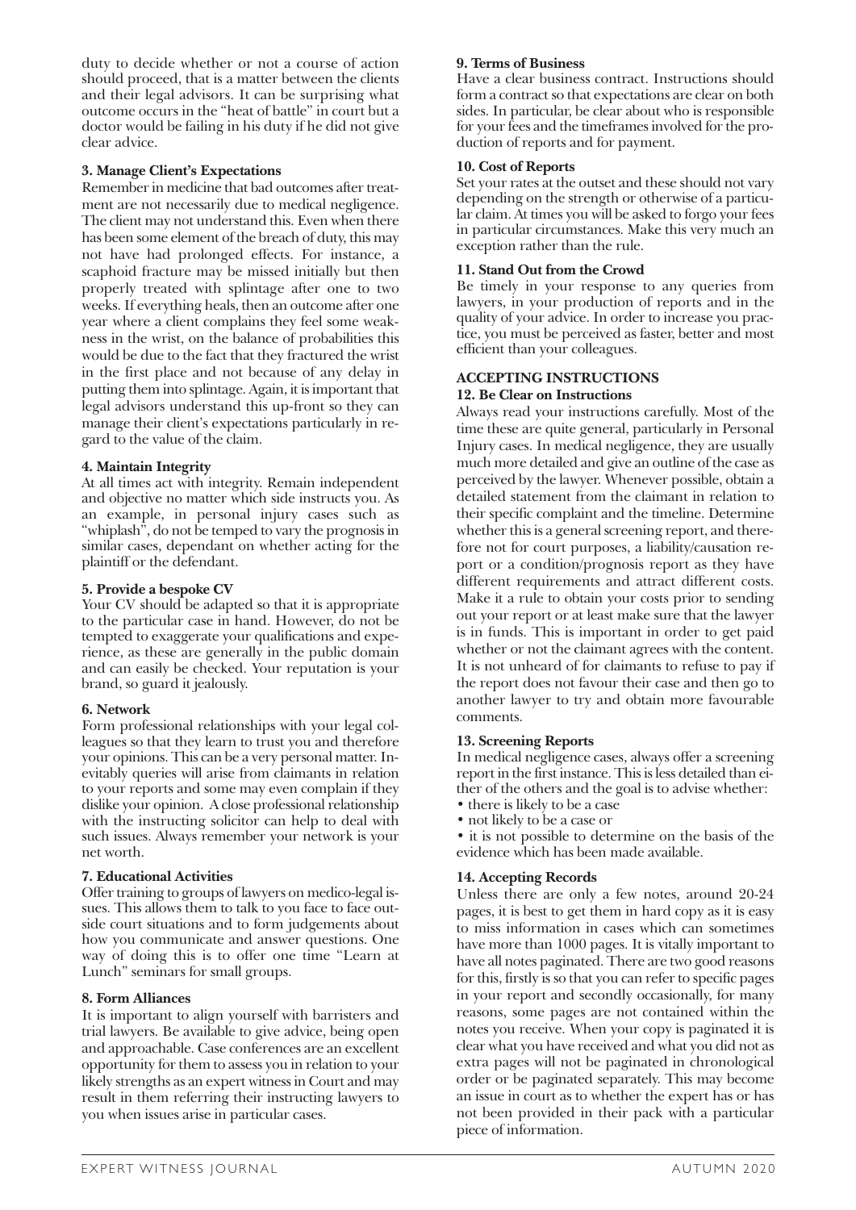duty to decide whether or not a course of action should proceed, that is a matter between the clients and their legal advisors. It can be surprising what outcome occurs in the "heat of battle" in court but a doctor would be failing in his duty if he did not give clear advice.

**3. Manage Client's Expectations**

Remember in medicine that bad outcomes after treatment are not necessarily due to medical negligence. The client may not understand this. Even when there has been some element of the breach of duty, this may not have had prolonged effects. For instance, a scaphoid fracture may be missed initially but then properly treated with splintage after one to two weeks. If everything heals, then an outcome after one year where a client complains they feel some weakness in the wrist, on the balance of probabilities this would be due to the fact that they fractured the wrist in the first place and not because of any delay in putting them into splintage. Again, it is important that legal advisors understand this up-front so they can manage their client's expectations particularly in regard to the value of the claim.

**4. Maintain Integrity**

At all times act with integrity. Remain independent and objective no matter which side instructs you. As an example, in personal injury cases such as "whiplash", do not be temped to vary the prognosis in similar cases, dependant on whether acting for the plaintiff or the defendant.

**5. Provide a bespoke CV**

Your CV should be adapted so that it is appropriate to the particular case in hand. However, do not be tempted to exaggerate your qualifications and experience, as these are generally in the public domain and can easily be checked. Your reputation is your brand, so guard it jealously.

**6. Network**

Form professional relationships with your legal colleagues so that they learn to trust you and therefore your opinions. This can be a very personal matter. Inevitably queries will arise from claimants in relation to your reports and some may even complain if they dislike your opinion. A close professional relationship with the instructing solicitor can help to deal with such issues. Always remember your network is your net worth.

**7. Educational Activities**

Offer training to groups of lawyers on medico-legal issues. This allows them to talk to you face to face outside court situations and to form judgements about how you communicate and answer questions. One way of doing this is to offer one time "Learn at Lunch" seminars for small groups.

**8. Form Alliances**

It is important to align yourself with barristers and trial lawyers. Be available to give advice, being open and approachable. Case conferences are an excellent opportunity for them to assess you in relation to your likely strengths as an expert witness in Court and may result in them referring their instructing lawyers to you when issues arise in particular cases.

**9. Terms of Business**

Have a clear business contract. Instructions should form a contract so that expectations are clear on both sides. In particular, be clear about who is responsible for your fees and the timeframes involved for the production of reports and for payment.

**10. Cost of Reports**

Set your rates at the outset and these should not vary depending on the strength or otherwise of a particular claim. At times you will be asked to forgo your fees in particular circumstances. Make this very much an exception rather than the rule.

**11. Stand Out from the Crowd**

Be timely in your response to any queries from lawyers, in your production of reports and in the quality of your advice. In order to increase you practice, you must be perceived as faster, better and most efficient than your colleagues.

## ACCEPTING INSTRUCTIONS

**12. Be Clear on Instructions**

Always read your instructions carefully. Most of the time these are quite general, particularly in Personal Injury cases. In medical negligence, they are usually much more detailed and give an outline of the case as perceived by the lawyer. Whenever possible, obtain a detailed statement from the claimant in relation to their specific complaint and the timeline. Determine whether this is a general screening report, and therefore not for court purposes, a liability/causation report or a condition/prognosis report as they have different requirements and attract different costs. Make it a rule to obtain your costs prior to sending out your report or at least make sure that the lawyer is in funds. This is important in order to get paid whether or not the claimant agrees with the content. It is not unheard of for claimants to refuse to pay if the report does not favour their case and then go to another lawyer to try and obtain more favourable comments.

**13. Screening Reports**

In medical negligence cases, always offer a screening report in the first instance. This is less detailed than either of the others and the goal is to advise whether:

- there is likely to be a case
- not likely to be a case or
- it is not possible to determine on the basis of the evidence which has been made available.

**14. Accepting Records**

Unless there are only a few notes, around 20-24 pages, it is best to get them in hard copy as it is easy to miss information in cases which can sometimes have more than 1000 pages. It is vitally important to have all notes paginated. There are two good reasons for this, firstly is so that you can refer to specific pages in your report and secondly occasionally, for many reasons, some pages are not contained within the notes you receive. When your copy is paginated it is clear what you have received and what you did not as extra pages will not be paginated in chronological order or be paginated separately. This may become an issue in court as to whether the expert has or has not been provided in their pack with a particular piece of information.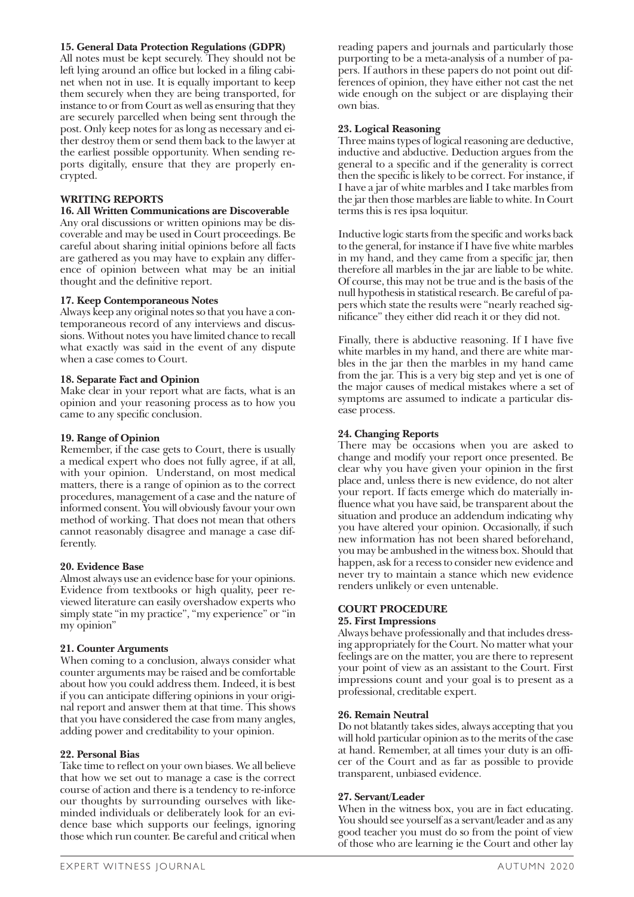### 15. General Data Protection Regulations (GDPR)

All notes must be kept securely. They should not be left lying around an office but locked in a filing cabinet when not in use. It is equally important to keep them securely when they are being transported, for instance to or from Court as well as ensuring that they are securely parcelled when being sent through the post. Only keep notes for as long as necessary and either destroy them or send them back to the lawyer at the earliest possible opportunity. When sending reports digitally, ensure that they are properly encrypted.

## WRITING REPORTS

### 16. All Written Communications are Discoverable

Any oral discussions or written opinions may be discoverable and may be used in Court proceedings. Be careful about sharing initial opinions before all facts are gathered as you may have to explain any difference of opinion between what may be an initial thought and the definitive report.

### 17. Keep Contemporaneous Notes

Always keep any original notes so that you have a contemporaneous record of any interviews and discussions. Without notes you have limited chance to recall what exactly was said in the event of any dispute when a case comes to Court.

### 18. Separate Fact and Opinion

Make clear in your report what are facts, what is an opinion and your reasoning process as to how you came to any specific conclusion.

### 19. Range of Opinion

Remember, if the case gets to Court, there is usually a medical expert who does not fully agree, if at all, with your opinion. Understand, on most medical matters, there is a range of opinion as to the correct procedures, management of a case and the nature of informed consent. You will obviously favour your own method of working. That does not mean that others cannot reasonably disagree and manage a case differently.

### 20. Evidence Base

Almost always use an evidence base for your opinions. Evidence from textbooks or high quality, peer reviewed literature can easily overshadow experts who simply state "in my practice", "my experience" or "in my opinion"

### 21. Counter Arguments

When coming to a conclusion, always consider what counter arguments may be raised and be comfortable about how you could address them. Indeed, it is best if you can anticipate differing opinions in your original report and answer them at that time. This shows that you have considered the case from many angles, adding power and creditability to your opinion.

### 22. Personal Bias

Take time to reflect on your own biases. We all believe that how we set out to manage a case is the correct course of action and there is a tendency to re-inforce our thoughts by surrounding ourselves with like-minded individuals or deliberately look for an evidence base which supports our feelings, ignoring those which run counter. Be careful and critical when reading papers and journals and particularly those purporting to be a meta-analysis of a number of papers. If authors in these papers do not point out differences of opinion, they have either not cast the net wide enough on the subject or are displaying their own bias.

### 23. Logical Reasoning

Three mains types of logical reasoning are deductive, inductive and abductive. Deduction argues from the general to a specific and if the generality is correct then the specific is likely to be correct. For instance, if I have a jar of white marbles and I take marbles from the jar then those marbles are liable to white. In Court terms this is res ipsa loquitur.

Inductive logic starts from the specific and works back to the general, for instance if I have five white marbles in my hand, and they came from a specific jar, then therefore all marbles in the jar are liable to be white. Of course, this may not be true and is the basis of the null hypothesis in statistical research. Be careful of papers which state the results were "nearly reached significance" they either did reach it or they did not.

Finally, there is abductive reasoning. If I have five white marbles in my hand, and there are white marbles in the jar then the marbles in my hand came from the jar. This is a very big step and yet is one of the major causes of medical mistakes where a set of symptoms are assumed to indicate a particular disease process.

### 24. Changing Reports

There may be occasions when you are asked to change and modify your report once presented. Be clear why you have given your opinion in the first place and, unless there is new evidence, do not alter your report. If facts emerge which do materially influence what you have said, be transparent about the situation and produce an addendum indicating why you have altered your opinion. Occasionally, if such new information has not been shared beforehand, you may be ambushed in the witness box. Should that happen, ask for a recess to consider new evidence and never try to maintain a stance which new evidence renders unlikely or even untenable.

## COURT PROCEDURE

### 25. First Impressions

Always behave professionally and that includes dressing appropriately for the Court. No matter what your feelings are on the matter, you are there to represent your point of view as an assistant to the Court. First impressions count and your goal is to present as a professional, creditable expert.

### 26. Remain Neutral

Do not blatantly takes sides, always accepting that you will hold particular opinion as to the merits of the case at hand. Remember, at all times your duty is an officer of the Court and as far as possible to provide transparent, unbiased evidence.

### 27. Servant/Leader

When in the witness box, you are in fact educating. You should see yourself as a servant/leader and as any good teacher you must do so from the point of view of those who are learning ie the Court and other lay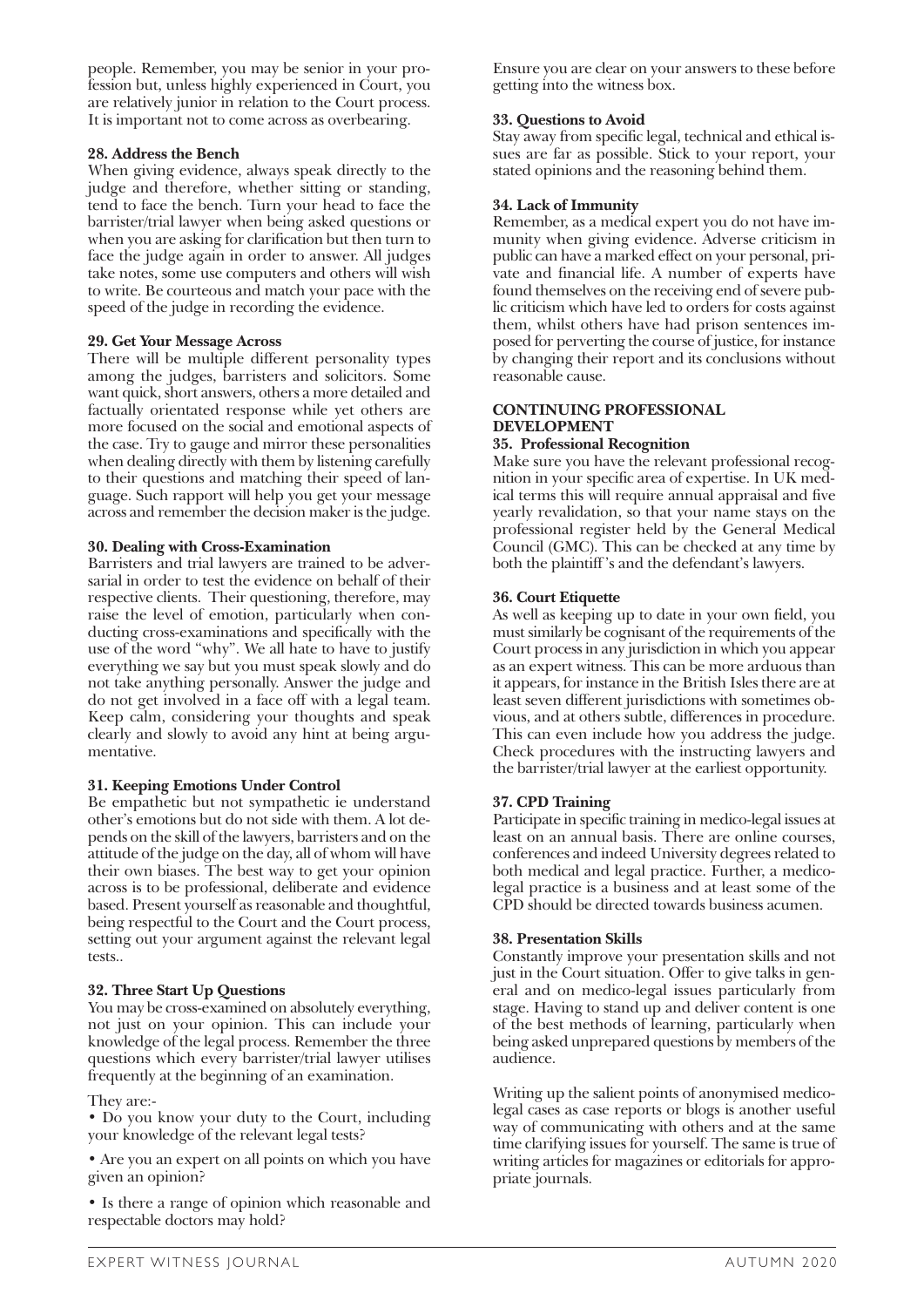people. Remember, you may be senior in your profession but, unless highly experienced in Court, you are relatively junior in relation to the Court process. It is important not to come across as overbearing.

**28. Address the Bench**

When giving evidence, always speak directly to the judge and therefore, whether sitting or standing, tend to face the bench. Turn your head to face the barrister/trial lawyer when being asked questions or when you are asking for clarification but then turn to face the judge again in order to answer. All judges take notes, some use computers and others will wish to write. Be courteous and match your pace with the speed of the judge in recording the evidence.

**29. Get Your Message Across**

There will be multiple different personality types among the judges, barristers and solicitors. Some want quick, short answers, others a more detailed and factually orientated response while yet others are more focused on the social and emotional aspects of the case. Try to gauge and mirror these personalities when dealing directly with them by listening carefully to their questions and matching their speed of language. Such rapport will help you get your message across and remember the decision maker is the judge.

**30. Dealing with Cross-Examination**

Barristers and trial lawyers are trained to be adversarial in order to test the evidence on behalf of their respective clients. Their questioning, therefore, may raise the level of emotion, particularly when conducting cross-examinations and specifically with the use of the word "why". We all hate to have to justify everything we say but you must speak slowly and do not take anything personally. Answer the judge and do not get involved in a face off with a legal team. Keep calm, considering your thoughts and speak clearly and slowly to avoid any hint at being argumentative.

**31. Keeping Emotions Under Control**

Be empathetic but not sympathetic ie understand other's emotions but do not side with them. A lot depends on the skill of the lawyers, barristers and on the attitude of the judge on the day, all of whom will have their own biases. The best way to get your opinion across is to be professional, deliberate and evidence based. Present yourself as reasonable and thoughtful, being respectful to the Court and the Court process, setting out your argument against the relevant legal tests..

**32. Three Start Up Questions**

You may be cross-examined on absolutely everything, not just on your opinion. This can include your knowledge of the legal process. Remember the three questions which every barrister/trial lawyer utilises frequently at the beginning of an examination.

They are:-

- Do you know your duty to the Court, including your knowledge of the relevant legal tests?
- Are you an expert on all points on which you have given an opinion?
- Is there a range of opinion which reasonable and respectable doctors may hold?

Ensure you are clear on your answers to these before getting into the witness box.

**33. Questions to Avoid**

Stay away from specific legal, technical and ethical issues are far as possible. Stick to your report, your stated opinions and the reasoning behind them.

**34. Lack of Immunity**

Remember, as a medical expert you do not have immunity when giving evidence. Adverse criticism in public can have a marked effect on your personal, private and financial life. A number of experts have found themselves on the receiving end of severe public criticism which have led to orders for costs against them, whilst others have had prison sentences imposed for perverting the course of justice, for instance by changing their report and its conclusions without reasonable cause.

## CONTINUING PROFESSIONAL DEVELOPMENT

**35. Professional Recognition**

Make sure you have the relevant professional recognition in your specific area of expertise. In UK medical terms this will require annual appraisal and five yearly revalidation, so that your name stays on the professional register held by the General Medical Council (GMC). This can be checked at any time by both the plaintiff's and the defendant's lawyers.

**36. Court Etiquette**

As well as keeping up to date in your own field, you must similarly be cognisant of the requirements of the Court process in any jurisdiction in which you appear as an expert witness. This can be more arduous than it appears, for instance in the British Isles there are at least seven different jurisdictions with sometimes obvious, and at others subtle, differences in procedure. This can even include how you address the judge. Check procedures with the instructing lawyers and the barrister/trial lawyer at the earliest opportunity.

**37. CPD Training**

Participate in specific training in medico-legal issues at least on an annual basis. There are online courses, conferences and indeed University degrees related to both medical and legal practice. Further, a medico-legal practice is a business and at least some of the CPD should be directed towards business acumen.

**38. Presentation Skills**

Constantly improve your presentation skills and not just in the Court situation. Offer to give talks in general and on medico-legal issues particularly from stage. Having to stand up and deliver content is one of the best methods of learning, particularly when being asked unprepared questions by members of the audience.

Writing up the salient points of anonymised medico-legal cases as case reports or blogs is another useful way of communicating with others and at the same time clarifying issues for yourself. The same is true of writing articles for magazines or editorials for appropriate journals.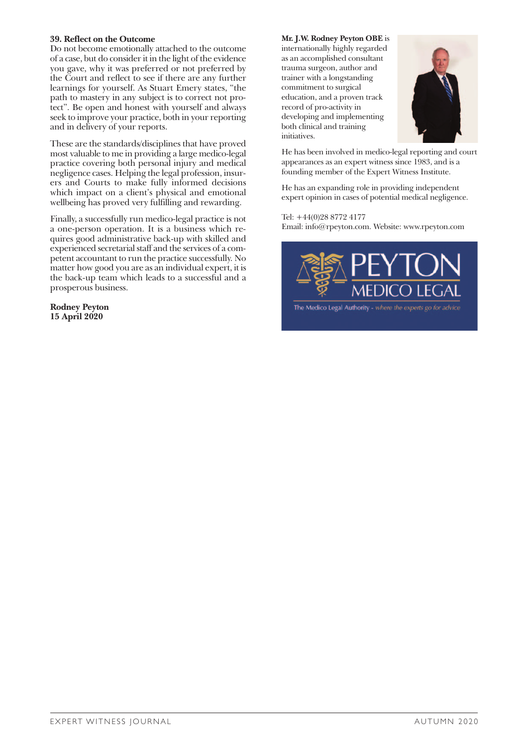**39. Reflect on the Outcome**

Do not become emotionally attached to the outcome of a case, but do consider it in the light of the evidence you gave, why it was preferred or not preferred by the Court and reflect to see if there are any further learnings for yourself. As Stuart Emery states, "the path to mastery in any subject is to correct not protect". Be open and honest with yourself and always seek to improve your practice, both in your reporting and in delivery of your reports.

These are the standards/disciplines that have proved most valuable to me in providing a large medico-legal practice covering both personal injury and medical negligence cases. Helping the legal profession, insurers and Courts to make fully informed decisions which impact on a client's physical and emotional wellbeing has proved very fulfilling and rewarding.

Finally, a successfully run medico-legal practice is not a one-person operation. It is a business which requires good administrative back-up with skilled and experienced secretarial staff and the services of a competent accountant to run the practice successfully. No matter how good you are as an individual expert, it is the back-up team which leads to a successful and a prosperous business.

**Rodney Peyton**
**15 April 2020**

**Mr. J.W. Rodney Peyton OBE** is internationally highly regarded as an accomplished consultant trauma surgeon, author and trainer with a longstanding commitment to surgical education, and a proven track record of pro-activity in developing and implementing both clinical and training initiatives.

He has been involved in medico-legal reporting and court appearances as an expert witness since 1983, and is a founding member of the Expert Witness Institute.

He has an expanding role in providing independent expert opinion in cases of potential medical negligence.

Tel: +44(0)28 8772 4177
Email: info@rpeyton.com. Website: www.rpeyton.com

PEYTON MEDICO LEGAL
The Medico Legal Authority - *where the experts go for advice*